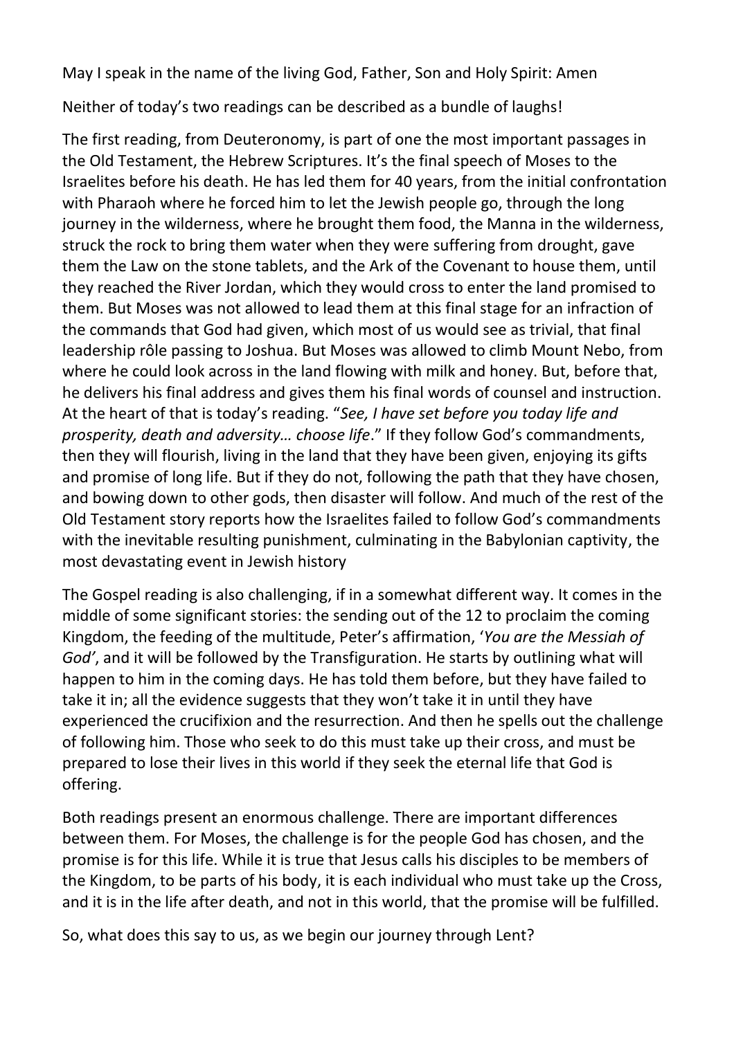May I speak in the name of the living God, Father, Son and Holy Spirit: Amen

Neither of today's two readings can be described as a bundle of laughs!

The first reading, from Deuteronomy, is part of one the most important passages in the Old Testament, the Hebrew Scriptures. It's the final speech of Moses to the Israelites before his death. He has led them for 40 years, from the initial confrontation with Pharaoh where he forced him to let the Jewish people go, through the long journey in the wilderness, where he brought them food, the Manna in the wilderness, struck the rock to bring them water when they were suffering from drought, gave them the Law on the stone tablets, and the Ark of the Covenant to house them, until they reached the River Jordan, which they would cross to enter the land promised to them. But Moses was not allowed to lead them at this final stage for an infraction of the commands that God had given, which most of us would see as trivial, that final leadership rôle passing to Joshua. But Moses was allowed to climb Mount Nebo, from where he could look across in the land flowing with milk and honey. But, before that, he delivers his final address and gives them his final words of counsel and instruction. At the heart of that is today's reading. "*See, I have set before you today life and prosperity, death and adversity… choose life*." If they follow God's commandments, then they will flourish, living in the land that they have been given, enjoying its gifts and promise of long life. But if they do not, following the path that they have chosen, and bowing down to other gods, then disaster will follow. And much of the rest of the Old Testament story reports how the Israelites failed to follow God's commandments with the inevitable resulting punishment, culminating in the Babylonian captivity, the most devastating event in Jewish history

The Gospel reading is also challenging, if in a somewhat different way. It comes in the middle of some significant stories: the sending out of the 12 to proclaim the coming Kingdom, the feeding of the multitude, Peter's affirmation, '*You are the Messiah of God'*, and it will be followed by the Transfiguration. He starts by outlining what will happen to him in the coming days. He has told them before, but they have failed to take it in; all the evidence suggests that they won't take it in until they have experienced the crucifixion and the resurrection. And then he spells out the challenge of following him. Those who seek to do this must take up their cross, and must be prepared to lose their lives in this world if they seek the eternal life that God is offering.

Both readings present an enormous challenge. There are important differences between them. For Moses, the challenge is for the people God has chosen, and the promise is for this life. While it is true that Jesus calls his disciples to be members of the Kingdom, to be parts of his body, it is each individual who must take up the Cross, and it is in the life after death, and not in this world, that the promise will be fulfilled.

So, what does this say to us, as we begin our journey through Lent?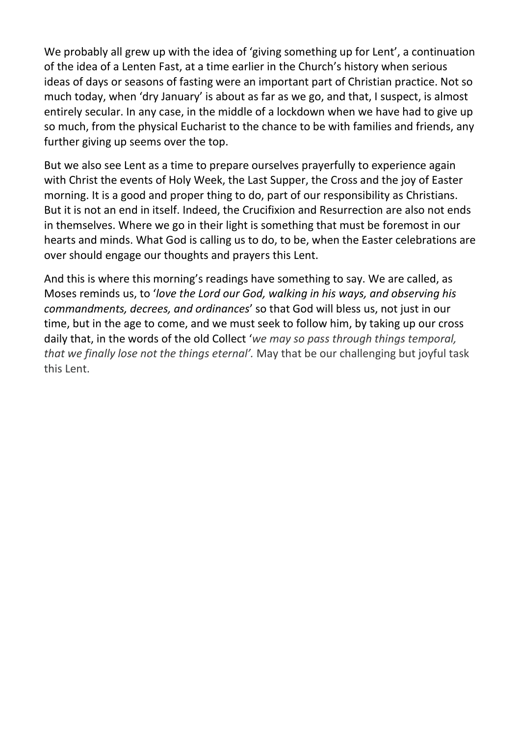We probably all grew up with the idea of 'giving something up for Lent', a continuation of the idea of a Lenten Fast, at a time earlier in the Church's history when serious ideas of days or seasons of fasting were an important part of Christian practice. Not so much today, when 'dry January' is about as far as we go, and that, I suspect, is almost entirely secular. In any case, in the middle of a lockdown when we have had to give up so much, from the physical Eucharist to the chance to be with families and friends, any further giving up seems over the top.

But we also see Lent as a time to prepare ourselves prayerfully to experience again with Christ the events of Holy Week, the Last Supper, the Cross and the joy of Easter morning. It is a good and proper thing to do, part of our responsibility as Christians. But it is not an end in itself. Indeed, the Crucifixion and Resurrection are also not ends in themselves. Where we go in their light is something that must be foremost in our hearts and minds. What God is calling us to do, to be, when the Easter celebrations are over should engage our thoughts and prayers this Lent.

And this is where this morning's readings have something to say. We are called, as Moses reminds us, to '*love the Lord our God, walking in his ways, and observing his commandments, decrees, and ordinances*' so that God will bless us, not just in our time, but in the age to come, and we must seek to follow him, by taking up our cross daily that, in the words of the old Collect '*we may so pass through things temporal, that we finally lose not the things eternal'.* May that be our challenging but joyful task this Lent.